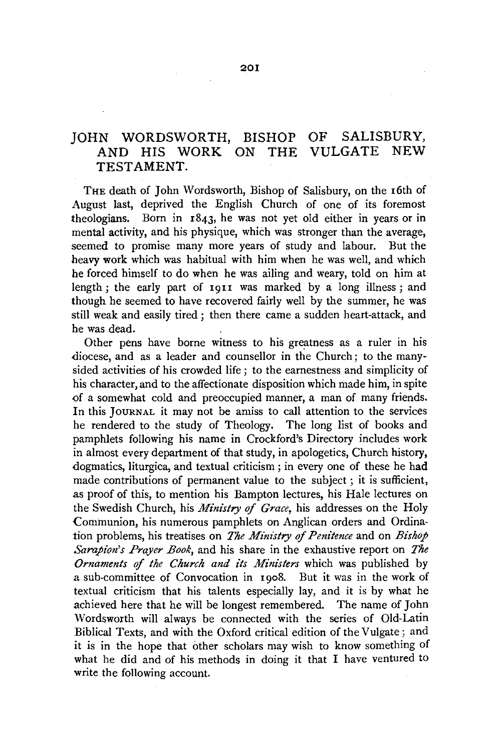# JOHN WORDSWORTH, BISHOP OF SALISBURY, AND HIS WORK ON THE VULGATE NEW TESTAMENT.

THE death of John Wordsworth, Bishop of Salisbury, on the 16th of August last, deprived the English Church of one of its foremost theologians. Born in 1843, he was not yet old either in years or in mental activity, and his physique, which was stronger than the average, seemed to promise many more years of study and labour. But the heavy work which was habitual with him when he was well, and which he forced himself to do when he was ailing and weary, told on him at length; the early part of 1911 was marked by a long illness; and though he seemed to have recovered fairly well by the summer, he was still weak and easily tired; then there came a sudden heart-attack, and he was dead.

Other pens have borne witness to his greatness as a ruler in his diocese, and as a leader and counsellor in the Church; to the many-sided activities of his crowded life; to the earnestness and simplicity of his character, and to the affectionate disposition which made him, in spite of a somewhat cold and preoccupied manner, a man of many friends. In this JOURNAL it may not be amiss to call attention to the services he rendered to the study of Theology. The long list of books and pamphlets following his name in Crockford's Directory includes work in almost every department of that study, in apologetics, Church history, dogmatics, liturgica, and textual criticism; in every one of these he had made contributions of permanent value to the subject; it is sufficient, as proof of this, to mention his Bampton lectures, his Hale lectures on the Swedish Church, his *Ministry of Grace*, his addresses on the Holy Communion, his numerous pamphlets on Anglican orders and Ordination problems, his treatises on *The Ministry of Penitence* and on *Bishop Sarapion's Prayer Book*, and his share in the exhaustive report on *The Ornaments of the Church and its Ministers* which was published by a sub-committee of Convocation in 1908. But it was in the work of textual criticism that his talents especially lay, and it is by what he achieved here that he will be longest remembered. The name of John Wordsworth will always be connected with the series of Old-Latin Biblical Texts, and with the Oxford critical edition of the Vulgate; and it is in the hope that other scholars may wish to know something of what he did and of his methods in doing it that I have ventured to write the following account.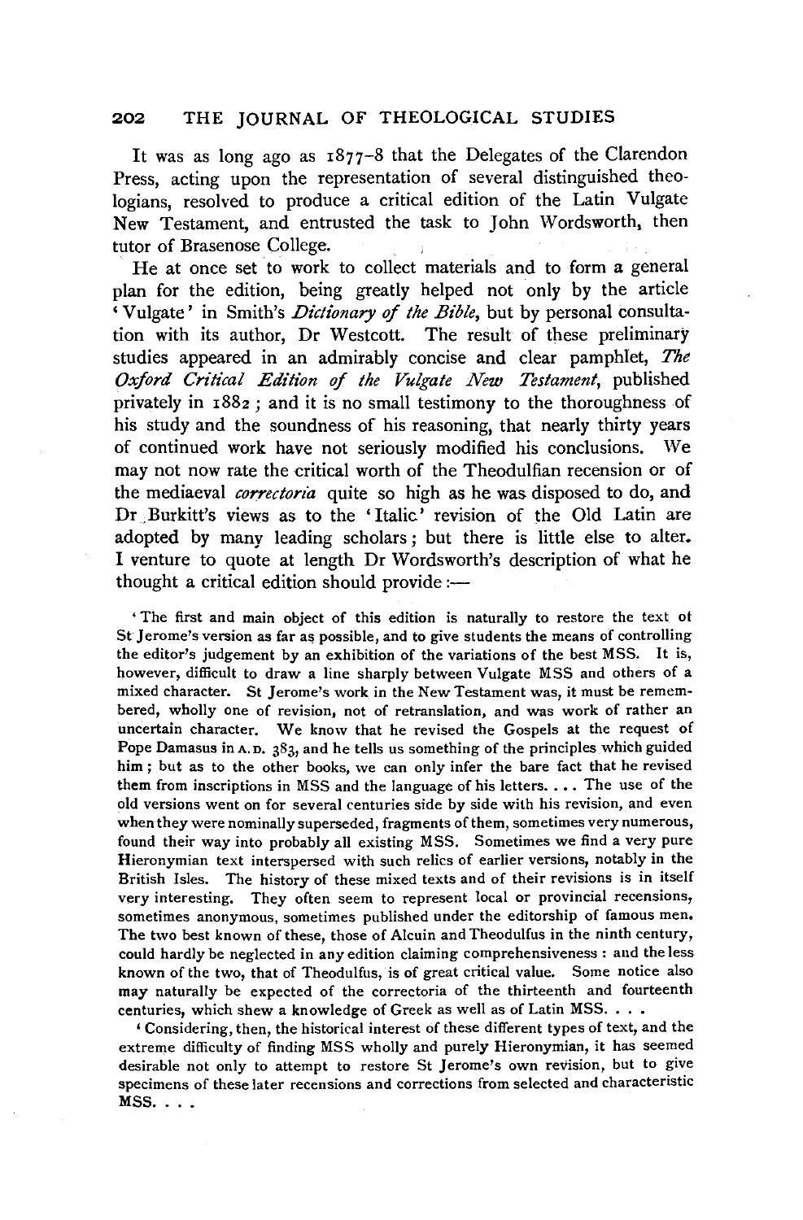It was as long ago as 1877–8 that the Delegates of the Clarendon Press, acting upon the representation of several distinguished theologians, resolved to produce a critical edition of the Latin Vulgate New Testament, and entrusted the task to John Wordsworth, then tutor of Brasenose College.

He at once set to work to collect materials and to form a general plan for the edition, being greatly helped not only by the article 'Vulgate' in Smith's *Dictionary of the Bible*, but by personal consultation with its author, Dr Westcott. The result of these preliminary studies appeared in an admirably concise and clear pamphlet, *The Oxford Critical Edition of the Vulgate New Testament*, published privately in 1882; and it is no small testimony to the thoroughness of his study and the soundness of his reasoning, that nearly thirty years of continued work have not seriously modified his conclusions. We may not now rate the critical worth of the Theodulfian recension or of the mediaeval *correctoria* quite so high as he was disposed to do, and Dr Burkitt's views as to the 'Italic' revision of the Old Latin are adopted by many leading scholars; but there is little else to alter. I venture to quote at length Dr Wordsworth's description of what he thought a critical edition should provide:—

> 'The first and main object of this edition is naturally to restore the text of St Jerome's version as far as possible, and to give students the means of controlling the editor's judgement by an exhibition of the variations of the best MSS. It is, however, difficult to draw a line sharply between Vulgate MSS and others of a mixed character. St Jerome's work in the New Testament was, it must be remembered, wholly one of revision, not of retranslation, and was work of rather an uncertain character. We know that he revised the Gospels at the request of Pope Damasus in A.D. 383, and he tells us something of the principles which guided him; but as to the other books, we can only infer the bare fact that he revised them from inscriptions in MSS and the language of his letters. . . . The use of the old versions went on for several centuries side by side with his revision, and even when they were nominally superseded, fragments of them, sometimes very numerous, found their way into probably all existing MSS. Sometimes we find a very pure Hieronymian text interspersed with such relics of earlier versions, notably in the British Isles. The history of these mixed texts and of their revisions is in itself very interesting. They often seem to represent local or provincial recensions, sometimes anonymous, sometimes published under the editorship of famous men. The two best known of these, those of Alcuin and Theodulfus in the ninth century, could hardly be neglected in any edition claiming comprehensiveness: and the less known of the two, that of Theodulfus, is of great critical value. Some notice also may naturally be expected of the correctoria of the thirteenth and fourteenth centuries, which shew a knowledge of Greek as well as of Latin MSS. . . .
>
> 'Considering, then, the historical interest of these different types of text, and the extreme difficulty of finding MSS wholly and purely Hieronymian, it has seemed desirable not only to attempt to restore St Jerome's own revision, but to give specimens of these later recensions and corrections from selected and characteristic MSS. . . .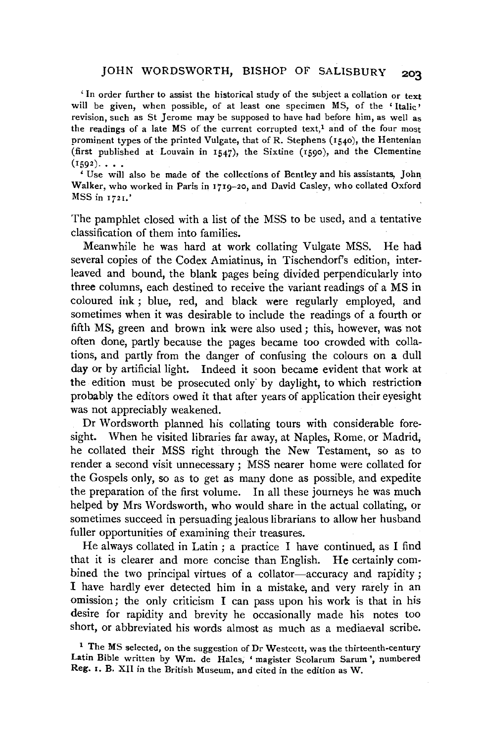'In order further to assist the historical study of the subject a collation or text will be given, when possible, of at least one specimen MS, of the 'Italic' revision, such as St Jerome may be supposed to have had before him, as well as the readings of a late MS of the current corrupted text,[1] and of the four most prominent types of the printed Vulgate, that of R. Stephens (1540), the Hentenian (first published at Louvain in 1547), the Sixtine (1590), and the Clementine (1592). . . .

'Use will also be made of the collections of Bentley and his assistants, John Walker, who worked in Paris in 1719–20, and David Casley, who collated Oxford MSS in 1721.'

The pamphlet closed with a list of the MSS to be used, and a tentative classification of them into families.

Meanwhile he was hard at work collating Vulgate MSS. He had several copies of the Codex Amiatinus, in Tischendorf's edition, interleaved and bound, the blank pages being divided perpendicularly into three columns, each destined to receive the variant readings of a MS in coloured ink; blue, red, and black were regularly employed, and sometimes when it was desirable to include the readings of a fourth or fifth MS, green and brown ink were also used; this, however, was not often done, partly because the pages became too crowded with collations, and partly from the danger of confusing the colours on a dull day or by artificial light. Indeed it soon became evident that work at the edition must be prosecuted only by daylight, to which restriction probably the editors owed it that after years of application their eyesight was not appreciably weakened.

Dr Wordsworth planned his collating tours with considerable foresight. When he visited libraries far away, at Naples, Rome, or Madrid, he collated their MSS right through the New Testament, so as to render a second visit unnecessary; MSS nearer home were collated for the Gospels only, so as to get as many done as possible, and expedite the preparation of the first volume. In all these journeys he was much helped by Mrs Wordsworth, who would share in the actual collating, or sometimes succeed in persuading jealous librarians to allow her husband fuller opportunities of examining their treasures.

He always collated in Latin; a practice I have continued, as I find that it is clearer and more concise than English. He certainly combined the two principal virtues of a collator—accuracy and rapidity; I have hardly ever detected him in a mistake, and very rarely in an omission; the only criticism I can pass upon his work is that in his desire for rapidity and brevity he occasionally made his notes too short, or abbreviated his words almost as much as a mediaeval scribe.

[1] The MS selected, on the suggestion of Dr Westcott, was the thirteenth-century Latin Bible written by Wm. de Hales, 'magister Scolarum Sarum', numbered Reg. I. B. XII in the British Museum, and cited in the edition as W.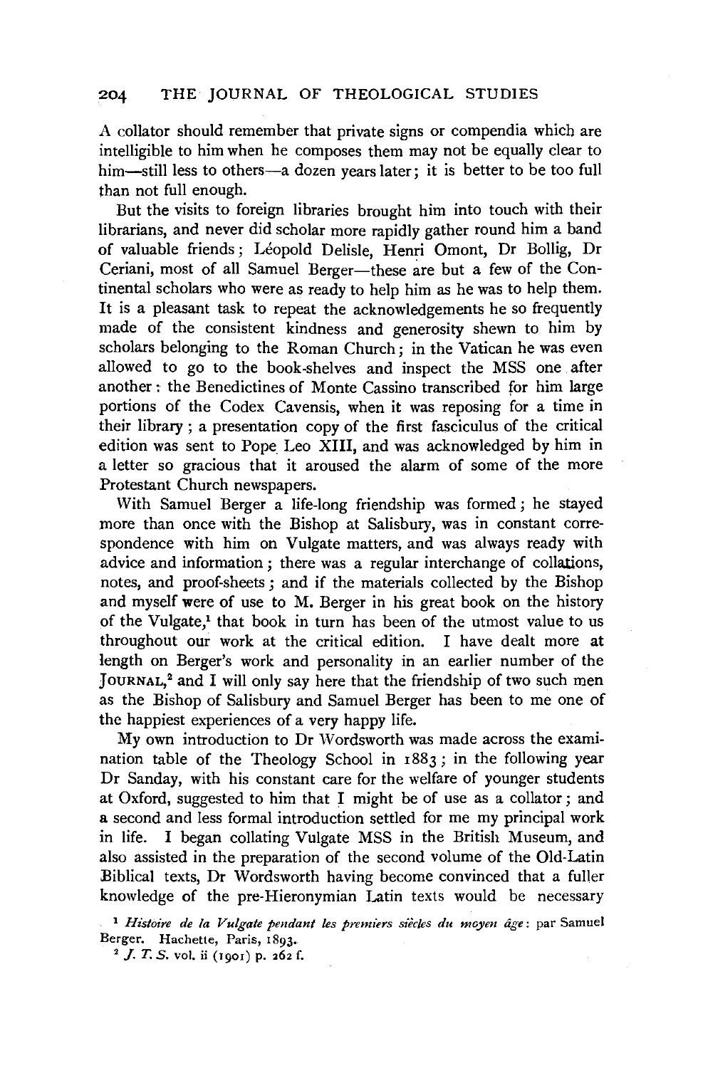A collator should remember that private signs or compendia which are intelligible to him when he composes them may not be equally clear to him—still less to others—a dozen years later; it is better to be too full than not full enough.

But the visits to foreign libraries brought him into touch with their librarians, and never did scholar more rapidly gather round him a band of valuable friends; Léopold Delisle, Henri Omont, Dr Bollig, Dr Ceriani, most of all Samuel Berger—these are but a few of the Continental scholars who were as ready to help him as he was to help them. It is a pleasant task to repeat the acknowledgements he so frequently made of the consistent kindness and generosity shewn to him by scholars belonging to the Roman Church; in the Vatican he was even allowed to go to the book-shelves and inspect the MSS one after another: the Benedictines of Monte Cassino transcribed for him large portions of the Codex Cavensis, when it was reposing for a time in their library; a presentation copy of the first fasciculus of the critical edition was sent to Pope Leo XIII, and was acknowledged by him in a letter so gracious that it aroused the alarm of some of the more Protestant Church newspapers.

With Samuel Berger a life-long friendship was formed; he stayed more than once with the Bishop at Salisbury, was in constant correspondence with him on Vulgate matters, and was always ready with advice and information; there was a regular interchange of collations, notes, and proof-sheets; and if the materials collected by the Bishop and myself were of use to M. Berger in his great book on the history of the Vulgate,[1] that book in turn has been of the utmost value to us throughout our work at the critical edition. I have dealt more at length on Berger's work and personality in an earlier number of the JOURNAL,[2] and I will only say here that the friendship of two such men as the Bishop of Salisbury and Samuel Berger has been to me one of the happiest experiences of a very happy life.

My own introduction to Dr Wordsworth was made across the examination table of the Theology School in 1883; in the following year Dr Sanday, with his constant care for the welfare of younger students at Oxford, suggested to him that I might be of use as a collator; and a second and less formal introduction settled for me my principal work in life. I began collating Vulgate MSS in the British Museum, and also assisted in the preparation of the second volume of the Old-Latin Biblical texts, Dr Wordsworth having become convinced that a fuller knowledge of the pre-Hieronymian Latin texts would be necessary

[1] *Histoire de la Vulgate pendant les premiers siècles du moyen âge*: par Samuel Berger. Hachette, Paris, 1893.

[2] *J. T. S.* vol. ii (1901) p. 262 f.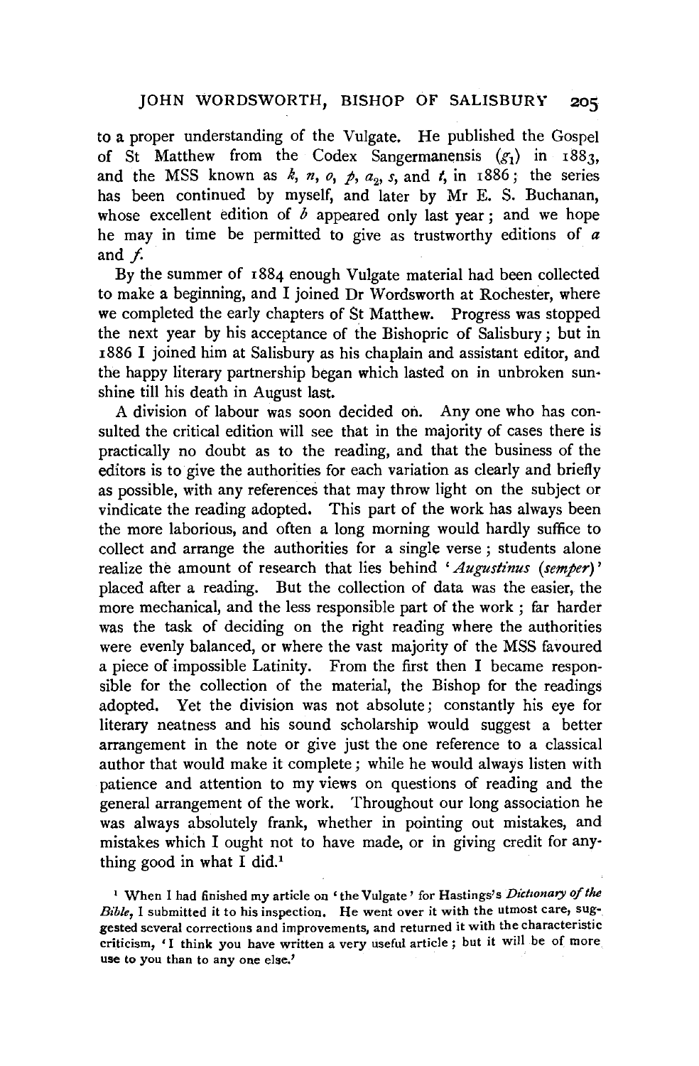to a proper understanding of the Vulgate. He published the Gospel of St Matthew from the Codex Sangermanensis ($g_1$) in 1883, and the MSS known as *k*, *n*, *o*, *p*, $a_2$, *s*, and *t*, in 1886; the series has been continued by myself, and later by Mr E. S. Buchanan, whose excellent edition of *b* appeared only last year; and we hope he may in time be permitted to give as trustworthy editions of *a* and *f*.

By the summer of 1884 enough Vulgate material had been collected to make a beginning, and I joined Dr Wordsworth at Rochester, where we completed the early chapters of St Matthew. Progress was stopped the next year by his acceptance of the Bishopric of Salisbury; but in 1886 I joined him at Salisbury as his chaplain and assistant editor, and the happy literary partnership began which lasted on in unbroken sunshine till his death in August last.

A division of labour was soon decided on. Any one who has consulted the critical edition will see that in the majority of cases there is practically no doubt as to the reading, and that the business of the editors is to give the authorities for each variation as clearly and briefly as possible, with any references that may throw light on the subject or vindicate the reading adopted. This part of the work has always been the more laborious, and often a long morning would hardly suffice to collect and arrange the authorities for a single verse; students alone realize the amount of research that lies behind '*Augustinus* (*semper*)' placed after a reading. But the collection of data was the easier, the more mechanical, and the less responsible part of the work; far harder was the task of deciding on the right reading where the authorities were evenly balanced, or where the vast majority of the MSS favoured a piece of impossible Latinity. From the first then I became responsible for the collection of the material, the Bishop for the readings adopted. Yet the division was not absolute; constantly his eye for literary neatness and his sound scholarship would suggest a better arrangement in the note or give just the one reference to a classical author that would make it complete; while he would always listen with patience and attention to my views on questions of reading and the general arrangement of the work. Throughout our long association he was always absolutely frank, whether in pointing out mistakes, and mistakes which I ought not to have made, or in giving credit for anything good in what I did.[1]

[1] When I had finished my article on 'the Vulgate' for Hastings's *Dictionary of the Bible*, I submitted it to his inspection. He went over it with the utmost care, suggested several corrections and improvements, and returned it with the characteristic criticism, 'I think you have written a very useful article; but it will be of more use to you than to any one else.'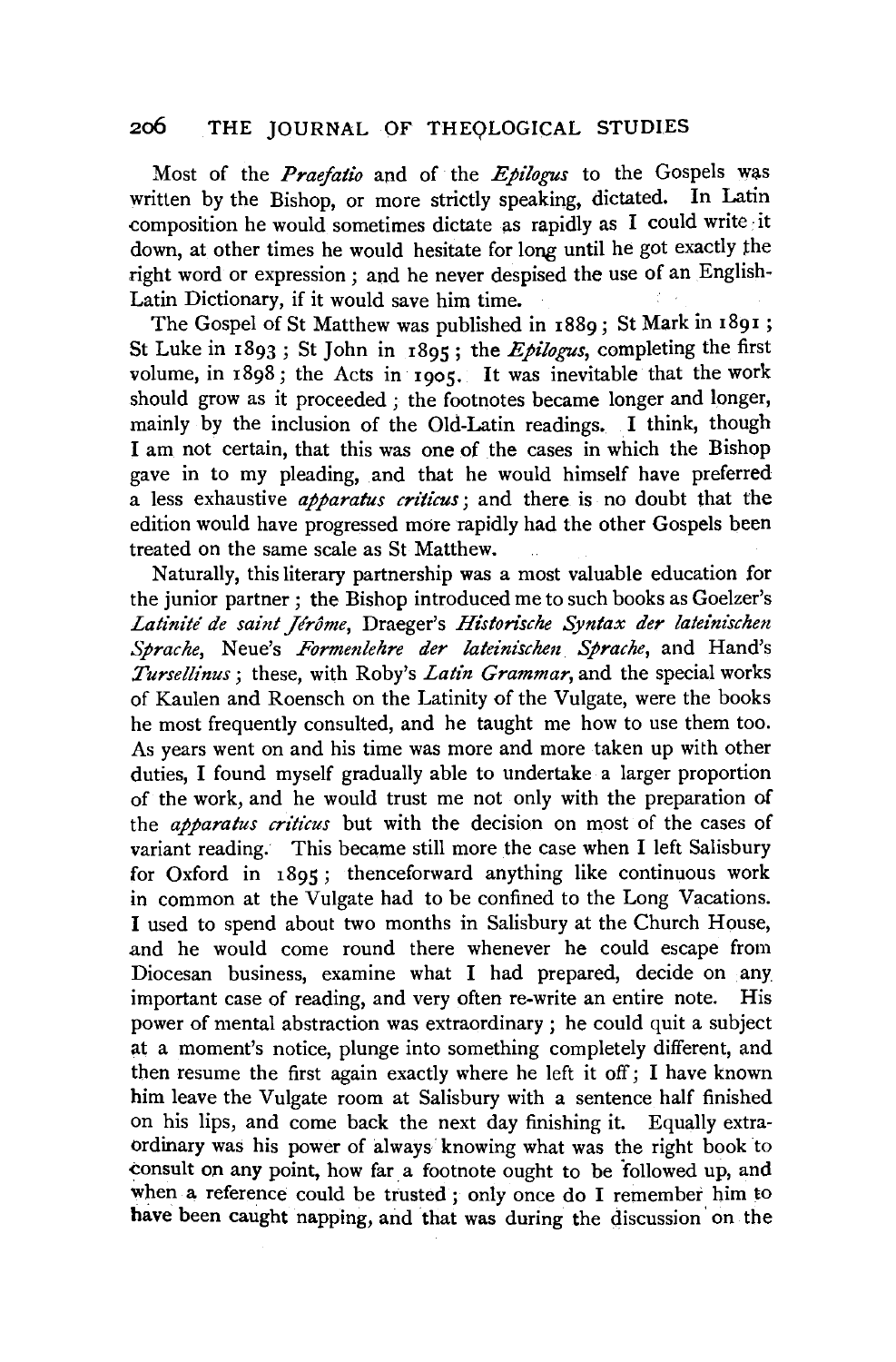Most of the *Praefatio* and of the *Epilogus* to the Gospels was written by the Bishop, or more strictly speaking, dictated. In Latin composition he would sometimes dictate as rapidly as I could write it down, at other times he would hesitate for long until he got exactly the right word or expression; and he never despised the use of an English-Latin Dictionary, if it would save him time.

The Gospel of St Matthew was published in 1889; St Mark in 1891; St Luke in 1893; St John in 1895; the *Epilogus*, completing the first volume, in 1898; the Acts in 1905. It was inevitable that the work should grow as it proceeded; the footnotes became longer and longer, mainly by the inclusion of the Old-Latin readings. I think, though I am not certain, that this was one of the cases in which the Bishop gave in to my pleading, and that he would himself have preferred a less exhaustive *apparatus criticus*; and there is no doubt that the edition would have progressed more rapidly had the other Gospels been treated on the same scale as St Matthew.

Naturally, this literary partnership was a most valuable education for the junior partner; the Bishop introduced me to such books as Goelzer's *Latinité de saint Jérôme*, Draeger's *Historische Syntax der lateinischen Sprache*, Neue's *Formenlehre der lateinischen Sprache*, and Hand's *Tursellinus*; these, with Roby's *Latin Grammar*, and the special works of Kaulen and Roensch on the Latinity of the Vulgate, were the books he most frequently consulted, and he taught me how to use them too. As years went on and his time was more and more taken up with other duties, I found myself gradually able to undertake a larger proportion of the work, and he would trust me not only with the preparation of the *apparatus criticus* but with the decision on most of the cases of variant reading. This became still more the case when I left Salisbury for Oxford in 1895; thenceforward anything like continuous work in common at the Vulgate had to be confined to the Long Vacations. I used to spend about two months in Salisbury at the Church House, and he would come round there whenever he could escape from Diocesan business, examine what I had prepared, decide on any important case of reading, and very often re-write an entire note. His power of mental abstraction was extraordinary; he could quit a subject at a moment's notice, plunge into something completely different, and then resume the first again exactly where he left it off; I have known him leave the Vulgate room at Salisbury with a sentence half finished on his lips, and come back the next day finishing it. Equally extraordinary was his power of always knowing what was the right book to consult on any point, how far a footnote ought to be followed up, and when a reference could be trusted; only once do I remember him to have been caught napping, and that was during the discussion on the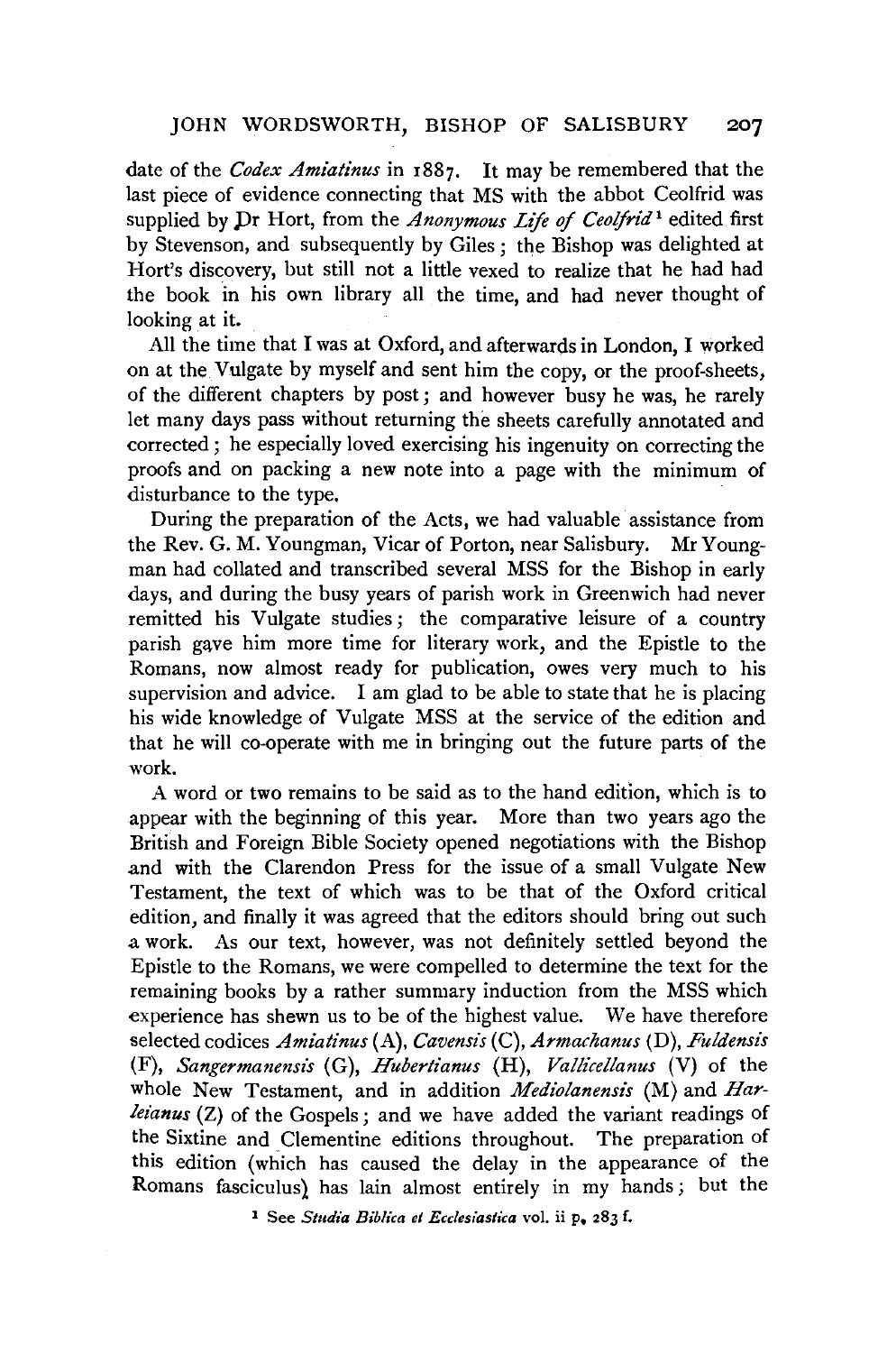date of the *Codex Amiatinus* in 1887. It may be remembered that the last piece of evidence connecting that MS with the abbot Ceolfrid was supplied by Dr Hort, from the *Anonymous Life of Ceolfrid*[1] edited first by Stevenson, and subsequently by Giles; the Bishop was delighted at Hort's discovery, but still not a little vexed to realize that he had had the book in his own library all the time, and had never thought of looking at it.

All the time that I was at Oxford, and afterwards in London, I worked on at the Vulgate by myself and sent him the copy, or the proof-sheets, of the different chapters by post; and however busy he was, he rarely let many days pass without returning the sheets carefully annotated and corrected; he especially loved exercising his ingenuity on correcting the proofs and on packing a new note into a page with the minimum of disturbance to the type.

During the preparation of the Acts, we had valuable assistance from the Rev. G. M. Youngman, Vicar of Porton, near Salisbury. Mr Youngman had collated and transcribed several MSS for the Bishop in early days, and during the busy years of parish work in Greenwich had never remitted his Vulgate studies; the comparative leisure of a country parish gave him more time for literary work, and the Epistle to the Romans, now almost ready for publication, owes very much to his supervision and advice. I am glad to be able to state that he is placing his wide knowledge of Vulgate MSS at the service of the edition and that he will co-operate with me in bringing out the future parts of the work.

A word or two remains to be said as to the hand edition, which is to appear with the beginning of this year. More than two years ago the British and Foreign Bible Society opened negotiations with the Bishop and with the Clarendon Press for the issue of a small Vulgate New Testament, the text of which was to be that of the Oxford critical edition, and finally it was agreed that the editors should bring out such a work. As our text, however, was not definitely settled beyond the Epistle to the Romans, we were compelled to determine the text for the remaining books by a rather summary induction from the MSS which experience has shewn us to be of the highest value. We have therefore selected codices *Amiatinus* (A), *Cavensis* (C), *Armachanus* (D), *Fuldensis* (F), *Sangermanensis* (G), *Hubertianus* (H), *Vallicellanus* (V) of the whole New Testament, and in addition *Mediolanensis* (M) and *Harleianus* (Z) of the Gospels; and we have added the variant readings of the Sixtine and Clementine editions throughout. The preparation of this edition (which has caused the delay in the appearance of the Romans fasciculus) has lain almost entirely in my hands; but the

[1] See *Studia Biblica et Ecclesiastica* vol. ii p. 283 f.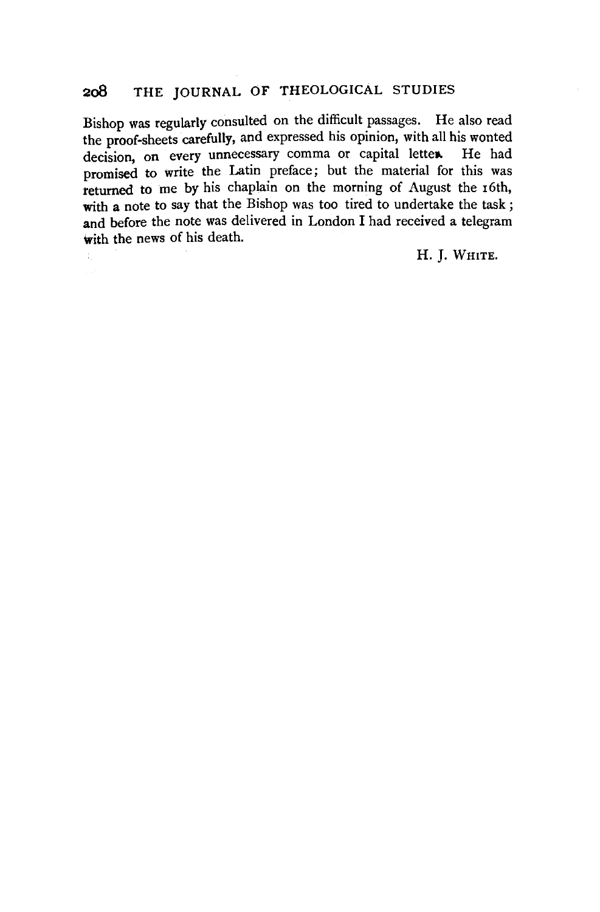Bishop was regularly consulted on the difficult passages. He also read the proof-sheets carefully, and expressed his opinion, with all his wonted decision, on every unnecessary comma or capital letter. He had promised to write the Latin preface; but the material for this was returned to me by his chaplain on the morning of August the 16th, with a note to say that the Bishop was too tired to undertake the task; and before the note was delivered in London I had received a telegram with the news of his death.

H. J. White.